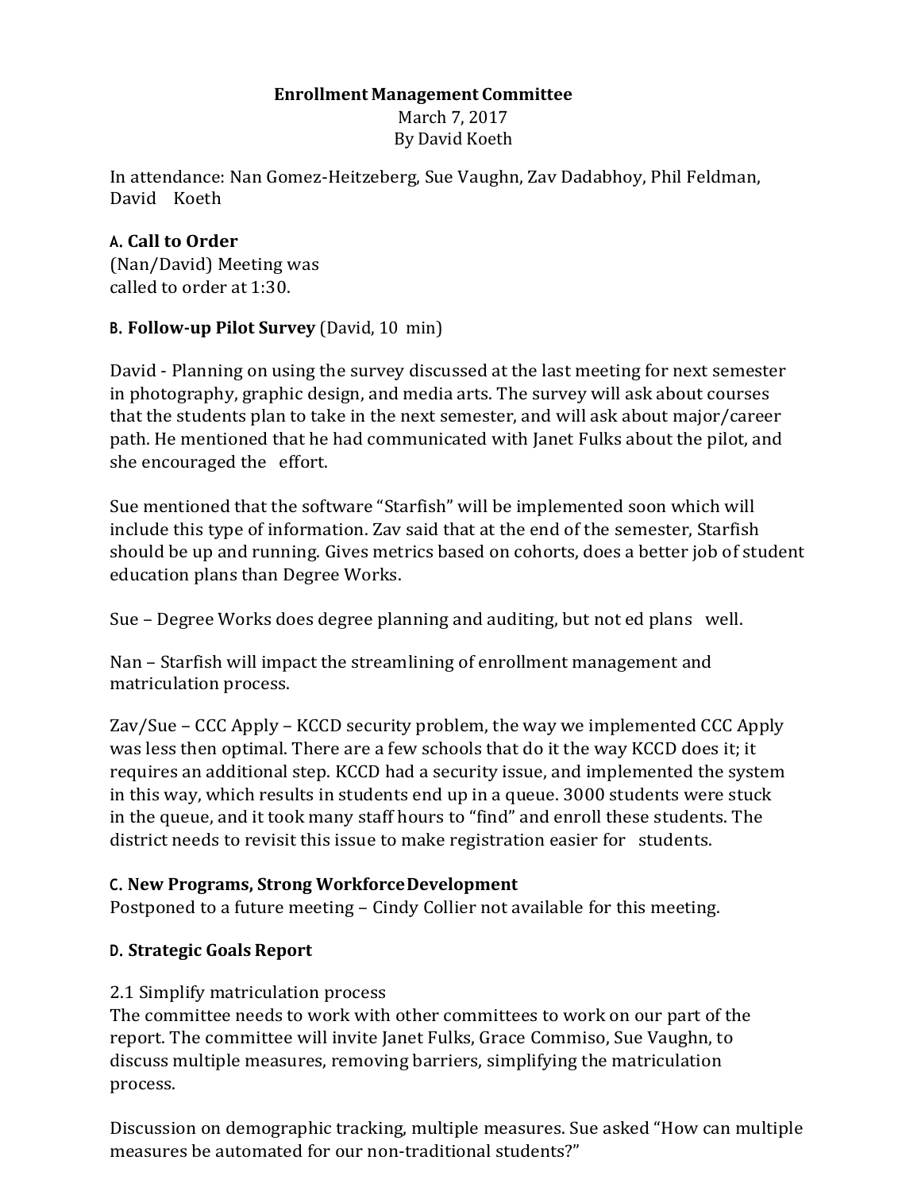**Enrollment Management Committee**
March 7, 2017
By David Koeth

In attendance: Nan Gomez-Heitzeberg, Sue Vaughn, Zav Dadabhoy, Phil Feldman, David Koeth

**A. Call to Order**
(Nan/David) Meeting was called to order at 1:30.

**B. Follow-up Pilot Survey** (David, 10 min)

David - Planning on using the survey discussed at the last meeting for next semester in photography, graphic design, and media arts. The survey will ask about courses that the students plan to take in the next semester, and will ask about major/career path. He mentioned that he had communicated with Janet Fulks about the pilot, and she encouraged the effort.

Sue mentioned that the software "Starfish" will be implemented soon which will include this type of information. Zav said that at the end of the semester, Starfish should be up and running. Gives metrics based on cohorts, does a better job of student education plans than Degree Works.

Sue – Degree Works does degree planning and auditing, but not ed plans well.

Nan – Starfish will impact the streamlining of enrollment management and matriculation process.

Zav/Sue – CCC Apply – KCCD security problem, the way we implemented CCC Apply was less then optimal. There are a few schools that do it the way KCCD does it; it requires an additional step. KCCD had a security issue, and implemented the system in this way, which results in students end up in a queue. 3000 students were stuck in the queue, and it took many staff hours to "find" and enroll these students. The district needs to revisit this issue to make registration easier for students.

**C. New Programs, Strong Workforce Development**
Postponed to a future meeting – Cindy Collier not available for this meeting.

**D. Strategic Goals Report**

2.1 Simplify matriculation process
The committee needs to work with other committees to work on our part of the report. The committee will invite Janet Fulks, Grace Commiso, Sue Vaughn, to discuss multiple measures, removing barriers, simplifying the matriculation process.

Discussion on demographic tracking, multiple measures. Sue asked "How can multiple measures be automated for our non-traditional students?"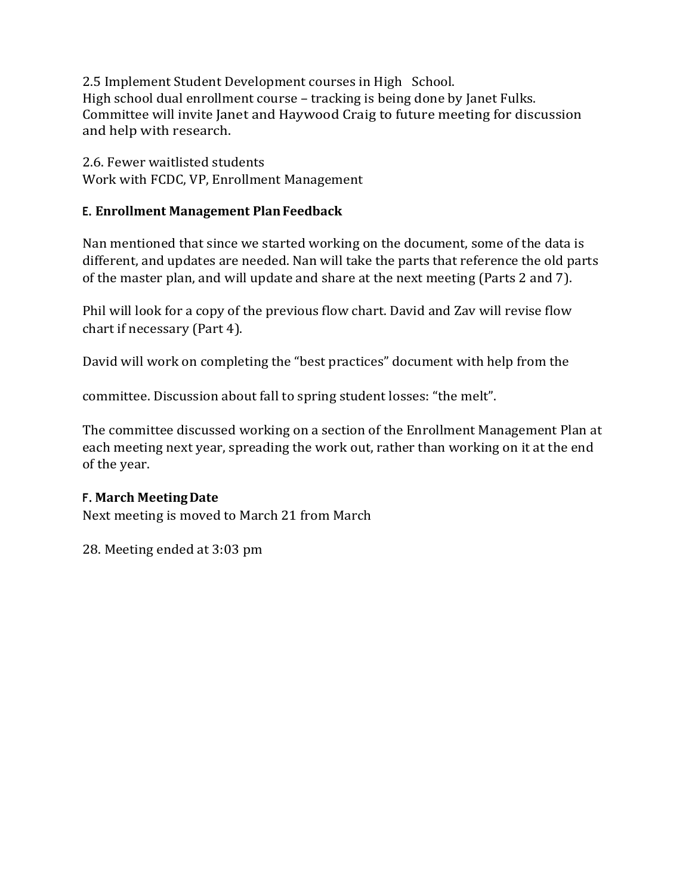2.5 Implement Student Development courses in High School.
High school dual enrollment course – tracking is being done by Janet Fulks.
Committee will invite Janet and Haywood Craig to future meeting for discussion and help with research.

2.6. Fewer waitlisted students
Work with FCDC, VP, Enrollment Management

**E. Enrollment Management Plan Feedback**

Nan mentioned that since we started working on the document, some of the data is different, and updates are needed. Nan will take the parts that reference the old parts of the master plan, and will update and share at the next meeting (Parts 2 and 7).

Phil will look for a copy of the previous flow chart. David and Zav will revise flow chart if necessary (Part 4).

David will work on completing the "best practices" document with help from the committee. Discussion about fall to spring student losses: "the melt".

The committee discussed working on a section of the Enrollment Management Plan at each meeting next year, spreading the work out, rather than working on it at the end of the year.

**F. March Meeting Date**
Next meeting is moved to March 21 from March 28. Meeting ended at 3:03 pm